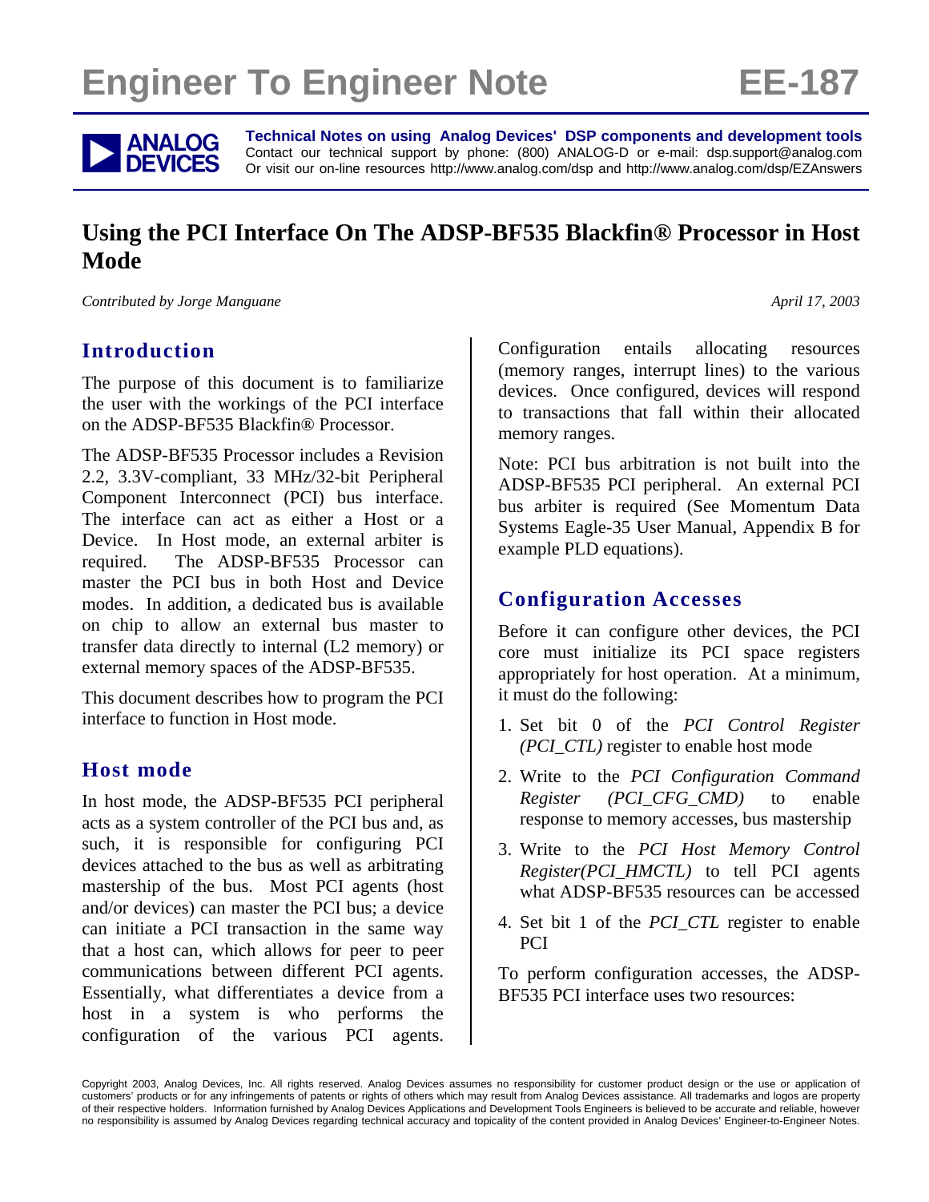# Engineer To Engineer Note EE-187

**Technical Notes on using Analog Devices' DSP components and development tools**
Contact our technical support by phone: (800) ANALOG-D or e-mail: dsp.support@analog.com
Or visit our on-line resources http://www.analog.com/dsp and http://www.analog.com/dsp/EZAnswers

# Using the PCI Interface On The ADSP-BF535 Blackfin® Processor in Host Mode

*Contributed by Jorge Manguane*

*April 17, 2003*

## Introduction

The purpose of this document is to familiarize the user with the workings of the PCI interface on the ADSP-BF535 Blackfin® Processor.

The ADSP-BF535 Processor includes a Revision 2.2, 3.3V-compliant, 33 MHz/32-bit Peripheral Component Interconnect (PCI) bus interface. The interface can act as either a Host or a Device. In Host mode, an external arbiter is required. The ADSP-BF535 Processor can master the PCI bus in both Host and Device modes. In addition, a dedicated bus is available on chip to allow an external bus master to transfer data directly to internal (L2 memory) or external memory spaces of the ADSP-BF535.

This document describes how to program the PCI interface to function in Host mode.

## Host mode

In host mode, the ADSP-BF535 PCI peripheral acts as a system controller of the PCI bus and, as such, it is responsible for configuring PCI devices attached to the bus as well as arbitrating mastership of the bus. Most PCI agents (host and/or devices) can master the PCI bus; a device can initiate a PCI transaction in the same way that a host can, which allows for peer to peer communications between different PCI agents. Essentially, what differentiates a device from a host in a system is who performs the configuration of the various PCI agents. Configuration entails allocating resources (memory ranges, interrupt lines) to the various devices. Once configured, devices will respond to transactions that fall within their allocated memory ranges.

Note: PCI bus arbitration is not built into the ADSP-BF535 PCI peripheral. An external PCI bus arbiter is required (See Momentum Data Systems Eagle-35 User Manual, Appendix B for example PLD equations).

## Configuration Accesses

Before it can configure other devices, the PCI core must initialize its PCI space registers appropriately for host operation. At a minimum, it must do the following:

1. Set bit 0 of the *PCI Control Register (PCI_CTL)* register to enable host mode
2. Write to the *PCI Configuration Command Register (PCI_CFG_CMD)* to enable response to memory accesses, bus mastership
3. Write to the *PCI Host Memory Control Register(PCI_HMCTL)* to tell PCI agents what ADSP-BF535 resources can be accessed
4. Set bit 1 of the *PCI_CTL* register to enable PCI

To perform configuration accesses, the ADSP-BF535 PCI interface uses two resources:

Copyright 2003, Analog Devices, Inc. All rights reserved. Analog Devices assumes no responsibility for customer product design or the use or application of customers' products or for any infringements of patents or rights of others which may result from Analog Devices assistance. All trademarks and logos are property of their respective holders. Information furnished by Analog Devices Applications and Development Tools Engineers is believed to be accurate and reliable, however no responsibility is assumed by Analog Devices regarding technical accuracy and topicality of the content provided in Analog Devices' Engineer-to-Engineer Notes.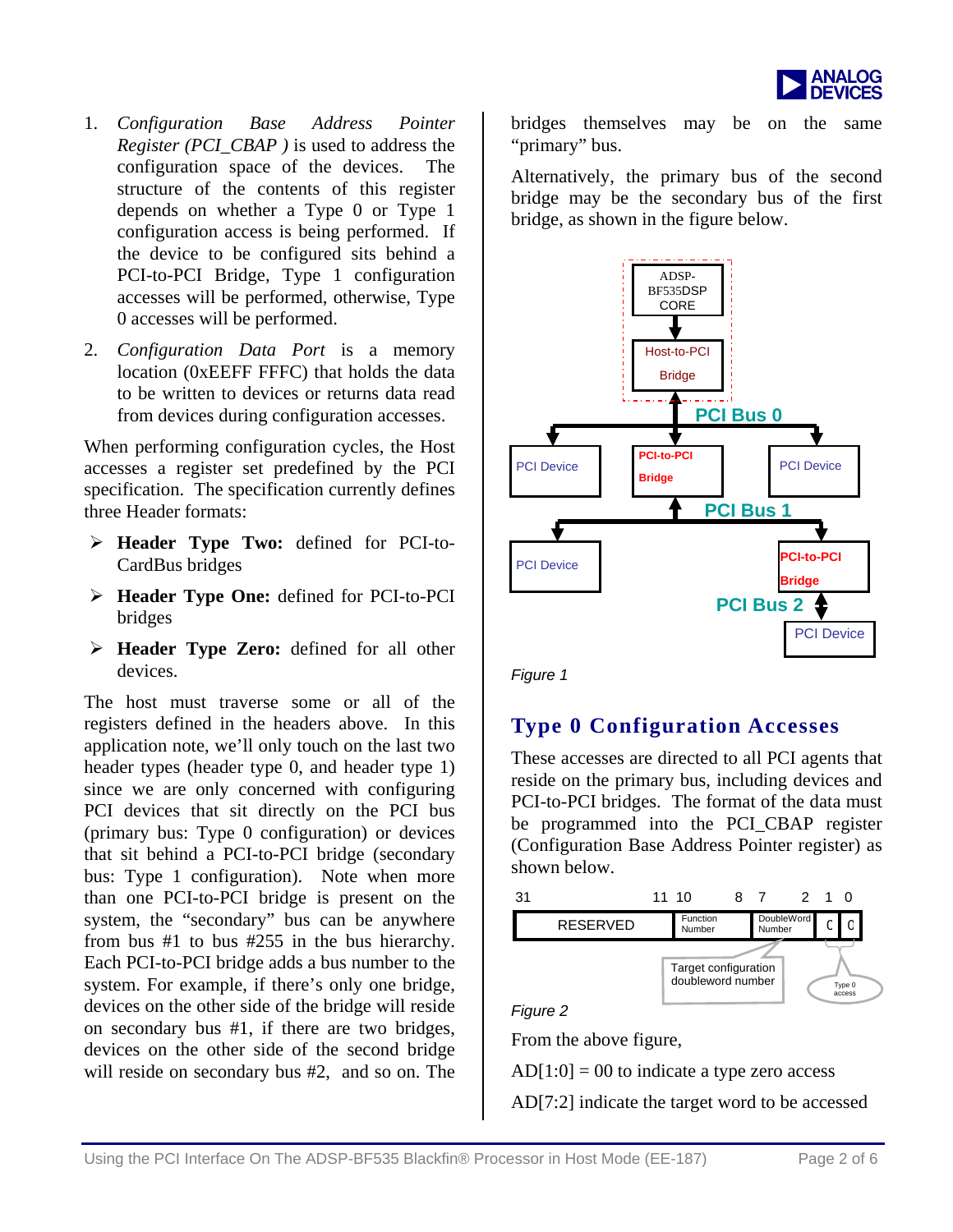1. *Configuration Base Address Pointer Register (PCI_CBAP )* is used to address the configuration space of the devices. The structure of the contents of this register depends on whether a Type 0 or Type 1 configuration access is being performed. If the device to be configured sits behind a PCI-to-PCI Bridge, Type 1 configuration accesses will be performed, otherwise, Type 0 accesses will be performed.

2. *Configuration Data Port* is a memory location (0xEEFF FFFC) that holds the data to be written to devices or returns data read from devices during configuration accesses.

When performing configuration cycles, the Host accesses a register set predefined by the PCI specification. The specification currently defines three Header formats:

- **Header Type Two:** defined for PCI-to-CardBus bridges
- **Header Type One:** defined for PCI-to-PCI bridges
- **Header Type Zero:** defined for all other devices.

The host must traverse some or all of the registers defined in the headers above. In this application note, we'll only touch on the last two header types (header type 0, and header type 1) since we are only concerned with configuring PCI devices that sit directly on the PCI bus (primary bus: Type 0 configuration) or devices that sit behind a PCI-to-PCI bridge (secondary bus: Type 1 configuration). Note when more than one PCI-to-PCI bridge is present on the system, the "secondary" bus can be anywhere from bus #1 to bus #255 in the bus hierarchy. Each PCI-to-PCI bridge adds a bus number to the system. For example, if there's only one bridge, devices on the other side of the bridge will reside on secondary bus #1, if there are two bridges, devices on the other side of the second bridge will reside on secondary bus #2, and so on. The bridges themselves may be on the same "primary" bus.

Alternatively, the primary bus of the second bridge may be the secondary bus of the first bridge, as shown in the figure below.

*Figure 1*

## Type 0 Configuration Accesses

These accesses are directed to all PCI agents that reside on the primary bus, including devices and PCI-to-PCI bridges. The format of the data must be programmed into the PCI_CBAP register (Configuration Base Address Pointer register) as shown below.

| 31 – 11 | 10 – 8 | 7 – 2 | 1 | 0 |
|---|---|---|---|---|
| RESERVED | Function Number | DoubleWord Number | 0 | 0 |

Target configuration doubleword number (bits 7–2); Type 0 access (bits 1–0)

*Figure 2*

From the above figure,

AD[1:0] = 00 to indicate a type zero access

AD[7:2] indicate the target word to be accessed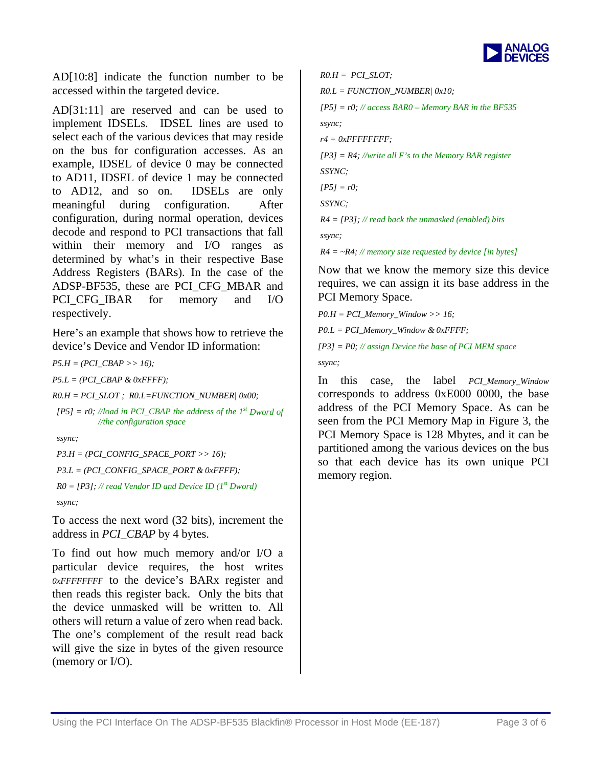AD[10:8] indicate the function number to be accessed within the targeted device.

AD[31:11] are reserved and can be used to implement IDSELs. IDSEL lines are used to select each of the various devices that may reside on the bus for configuration accesses. As an example, IDSEL of device 0 may be connected to AD11, IDSEL of device 1 may be connected to AD12, and so on. IDSELs are only meaningful during configuration. After configuration, during normal operation, devices decode and respond to PCI transactions that fall within their memory and I/O ranges as determined by what's in their respective Base Address Registers (BARs). In the case of the ADSP-BF535, these are PCI_CFG_MBAR and PCI_CFG_IBAR for memory and I/O respectively.

Here's an example that shows how to retrieve the device's Device and Vendor ID information:

```
P5.H = (PCI_CBAP >> 16);
P5.L = (PCI_CBAP & 0xFFFF);
R0.H = PCI_SLOT ;  R0.L=FUNCTION_NUMBER| 0x00;
[P5] = r0; //load in PCI_CBAP the address of the 1st Dword of
           //the configuration space
ssync;
P3.H = (PCI_CONFIG_SPACE_PORT >> 16);
P3.L = (PCI_CONFIG_SPACE_PORT & 0xFFFF);
R0 = [P3]; // read Vendor ID and Device ID (1st Dword)
ssync;
```

To access the next word (32 bits), increment the address in *PCI_CBAP* by 4 bytes.

To find out how much memory and/or I/O a particular device requires, the host writes *0xFFFFFFFF* to the device's BARx register and then reads this register back. Only the bits that the device unmasked will be written to. All others will return a value of zero when read back. The one's complement of the result read back will give the size in bytes of the given resource (memory or I/O).

```
R0.H =  PCI_SLOT;
R0.L = FUNCTION_NUMBER| 0x10;
[P5] = r0; // access BAR0 – Memory BAR in the BF535
ssync;
r4 = 0xFFFFFFFF;
[P3] = R4; //write all F's to the Memory BAR register
SSYNC;
[P5] = r0;
SSYNC;
R4 = [P3]; // read back the unmasked (enabled) bits
ssync;
R4 = ~R4; // memory size requested by device [in bytes]
```

Now that we know the memory size this device requires, we can assign it its base address in the PCI Memory Space.

```
P0.H = PCI_Memory_Window >> 16;
P0.L = PCI_Memory_Window & 0xFFFF;
[P3] = P0; // assign Device the base of PCI MEM space
ssync;
```

In this case, the label *PCI_Memory_Window* corresponds to address 0xE000 0000, the base address of the PCI Memory Space. As can be seen from the PCI Memory Map in Figure 3, the PCI Memory Space is 128 Mbytes, and it can be partitioned among the various devices on the bus so that each device has its own unique PCI memory region.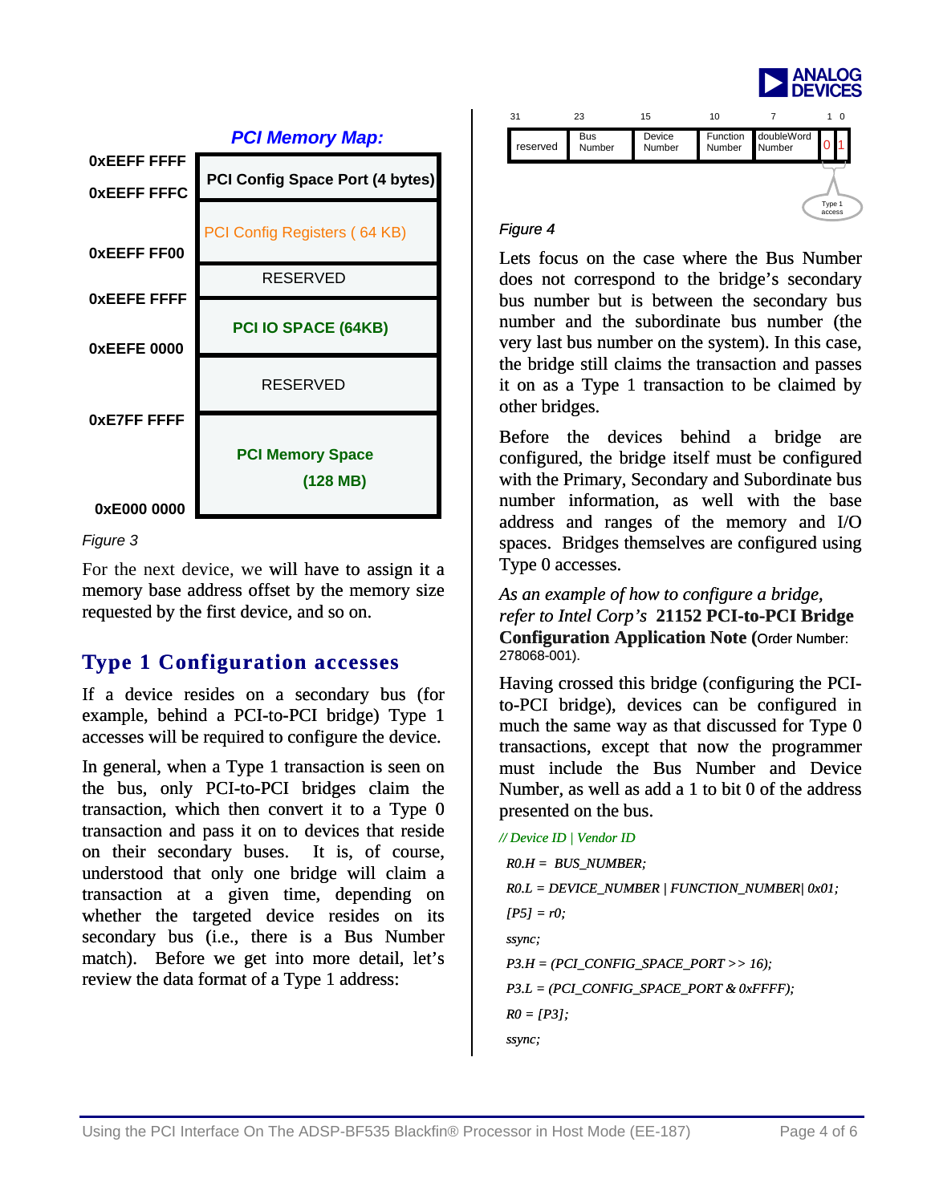**PCI Memory Map:**

| Address | Region |
|---|---|
| 0xEEFF FFFF – 0xEEFF FFFC | PCI Config Space Port (4 bytes) |
| 0xEEFF FF00 | PCI Config Registers ( 64 KB) |
| | RESERVED |
| 0xEEFE FFFF – 0xEEFE 0000 | PCI IO SPACE (64KB) |
| | RESERVED |
| 0xE7FF FFFF – 0xE000 0000 | PCI Memory Space (128 MB) |

*Figure 3*

For the next device, we will have to assign it a memory base address offset by the memory size requested by the first device, and so on.

## Type 1 Configuration accesses

If a device resides on a secondary bus (for example, behind a PCI-to-PCI bridge) Type 1 accesses will be required to configure the device.

In general, when a Type 1 transaction is seen on the bus, only PCI-to-PCI bridges claim the transaction, which then convert it to a Type 0 transaction and pass it on to devices that reside on their secondary buses. It is, of course, understood that only one bridge will claim a transaction at a given time, depending on whether the targeted device resides on its secondary bus (i.e., there is a Bus Number match). Before we get into more detail, let's review the data format of a Type 1 address:

| 31 | 23 | 15 | 10 | 7 | 1 | 0 |
|---|---|---|---|---|---|---|
| reserved | Bus Number | Device Number | Function Number | doubleWord Number | 0 | 1 |

Type 1 access

*Figure 4*

Lets focus on the case where the Bus Number does not correspond to the bridge's secondary bus number but is between the secondary bus number and the subordinate bus number (the very last bus number on the system). In this case, the bridge still claims the transaction and passes it on as a Type 1 transaction to be claimed by other bridges.

Before the devices behind a bridge are configured, the bridge itself must be configured with the Primary, Secondary and Subordinate bus number information, as well with the base address and ranges of the memory and I/O spaces. Bridges themselves are configured using Type 0 accesses.

*As an example of how to configure a bridge, refer to Intel Corp's* **21152 PCI-to-PCI Bridge Configuration Application Note (**Order Number: 278068-001).

Having crossed this bridge (configuring the PCI-to-PCI bridge), devices can be configured in much the same way as that discussed for Type 0 transactions, except that now the programmer must include the Bus Number and Device Number, as well as add a 1 to bit 0 of the address presented on the bus.

```
// Device ID | Vendor ID
R0.H = BUS_NUMBER;
R0.L = DEVICE_NUMBER | FUNCTION_NUMBER| 0x01;
[P5] = r0;
ssync;
P3.H = (PCI_CONFIG_SPACE_PORT >> 16);
P3.L = (PCI_CONFIG_SPACE_PORT & 0xFFFF);
R0 = [P3];
ssync;
```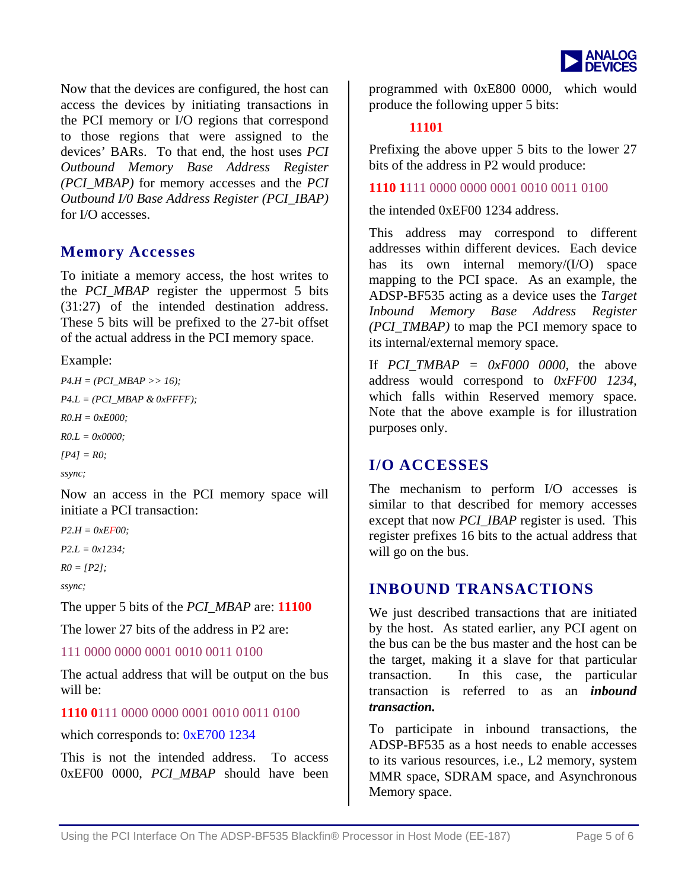Now that the devices are configured, the host can access the devices by initiating transactions in the PCI memory or I/O regions that correspond to those regions that were assigned to the devices' BARs. To that end, the host uses *PCI Outbound Memory Base Address Register (PCI_MBAP)* for memory accesses and the *PCI Outbound I/0 Base Address Register (PCI_IBAP)* for I/O accesses.

## Memory Accesses

To initiate a memory access, the host writes to the *PCI_MBAP* register the uppermost 5 bits (31:27) of the intended destination address. These 5 bits will be prefixed to the 27-bit offset of the actual address in the PCI memory space.

Example:

```
P4.H = (PCI_MBAP >> 16);
P4.L = (PCI_MBAP & 0xFFFF);
R0.H = 0xE000;
R0.L = 0x0000;
[P4] = R0;
ssync;
```

Now an access in the PCI memory space will initiate a PCI transaction:

```
P2.H = 0xEF00;
P2.L = 0x1234;
R0 = [P2];
ssync;
```

The upper 5 bits of the *PCI_MBAP* are: **11100**

The lower 27 bits of the address in P2 are:

111 0000 0000 0001 0010 0011 0100

The actual address that will be output on the bus will be:

**1110 0**111 0000 0000 0001 0010 0011 0100

which corresponds to: 0xE700 1234

This is not the intended address. To access 0xEF00 0000, *PCI_MBAP* should have been programmed with 0xE800 0000, which would produce the following upper 5 bits:

**11101**

Prefixing the above upper 5 bits to the lower 27 bits of the address in P2 would produce:

**1110 1**111 0000 0000 0001 0010 0011 0100

the intended 0xEF00 1234 address.

This address may correspond to different addresses within different devices. Each device has its own internal memory/(I/O) space mapping to the PCI space. As an example, the ADSP-BF535 acting as a device uses the *Target Inbound Memory Base Address Register (PCI_TMBAP)* to map the PCI memory space to its internal/external memory space.

If *PCI_TMBAP = 0xF000 0000*, the above address would correspond to *0xFF00 1234*, which falls within Reserved memory space. Note that the above example is for illustration purposes only.

## I/O ACCESSES

The mechanism to perform I/O accesses is similar to that described for memory accesses except that now *PCI_IBAP* register is used. This register prefixes 16 bits to the actual address that will go on the bus.

## INBOUND TRANSACTIONS

We just described transactions that are initiated by the host. As stated earlier, any PCI agent on the bus can be the bus master and the host can be the target, making it a slave for that particular transaction. In this case, the particular transaction is referred to as an ***inbound transaction.***

To participate in inbound transactions, the ADSP-BF535 as a host needs to enable accesses to its various resources, i.e., L2 memory, system MMR space, SDRAM space, and Asynchronous Memory space.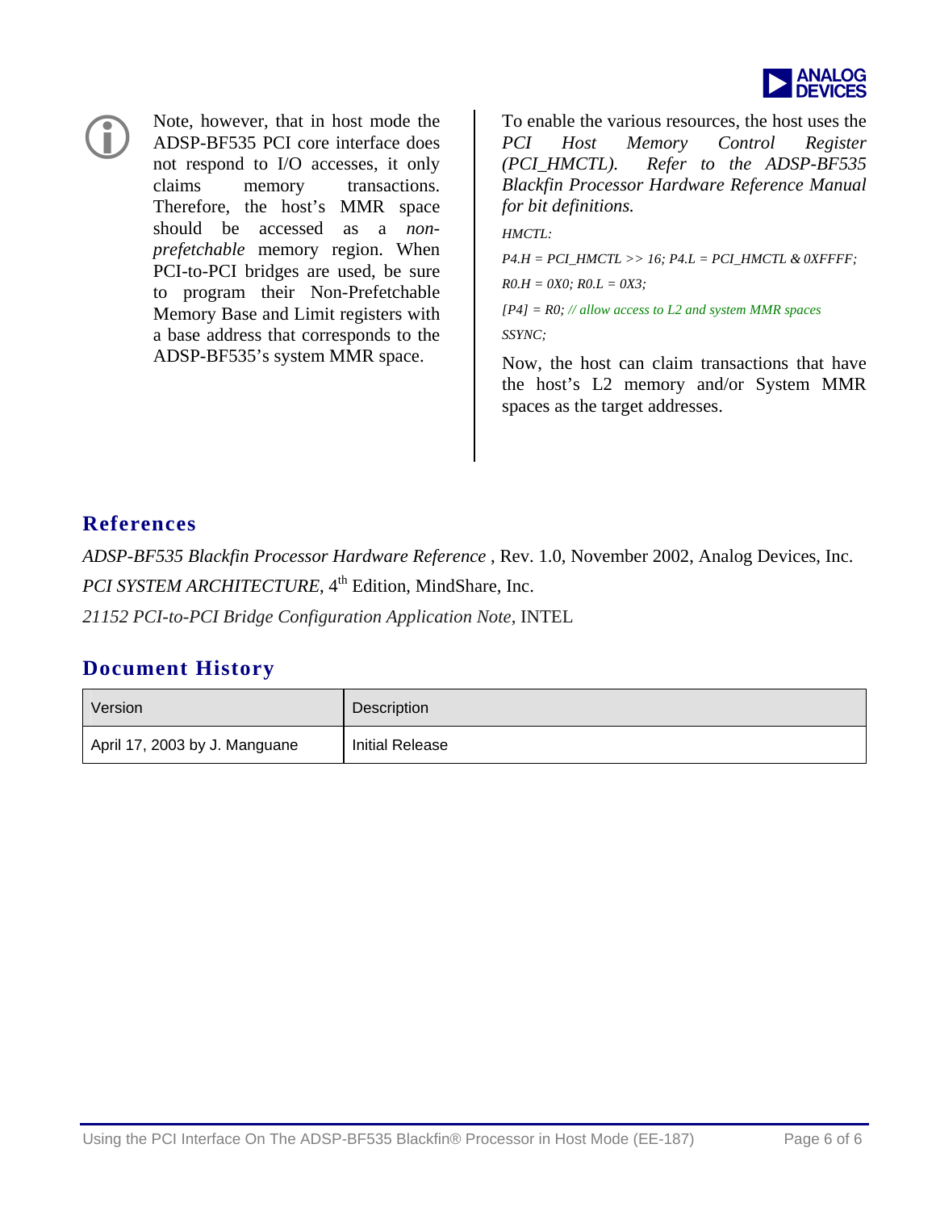Note, however, that in host mode the ADSP-BF535 PCI core interface does not respond to I/O accesses, it only claims memory transactions. Therefore, the host's MMR space should be accessed as a *non-prefetchable* memory region. When PCI-to-PCI bridges are used, be sure to program their Non-Prefetchable Memory Base and Limit registers with a base address that corresponds to the ADSP-BF535's system MMR space.

To enable the various resources, the host uses the *PCI Host Memory Control Register (PCI_HMCTL). Refer to the ADSP-BF535 Blackfin Processor Hardware Reference Manual for bit definitions.*

```
HMCTL:
P4.H = PCI_HMCTL >> 16; P4.L = PCI_HMCTL & 0XFFFF;
R0.H = 0X0; R0.L = 0X3;
[P4] = R0; // allow access to L2 and system MMR spaces
SSYNC;
```

Now, the host can claim transactions that have the host's L2 memory and/or System MMR spaces as the target addresses.

## References

*ADSP-BF535 Blackfin Processor Hardware Reference* , Rev. 1.0, November 2002, Analog Devices, Inc.

*PCI SYSTEM ARCHITECTURE*, 4th Edition, MindShare, Inc.

*21152 PCI-to-PCI Bridge Configuration Application Note*, INTEL

## Document History

| Version | Description |
|---|---|
| April 17, 2003 by J. Manguane | Initial Release |